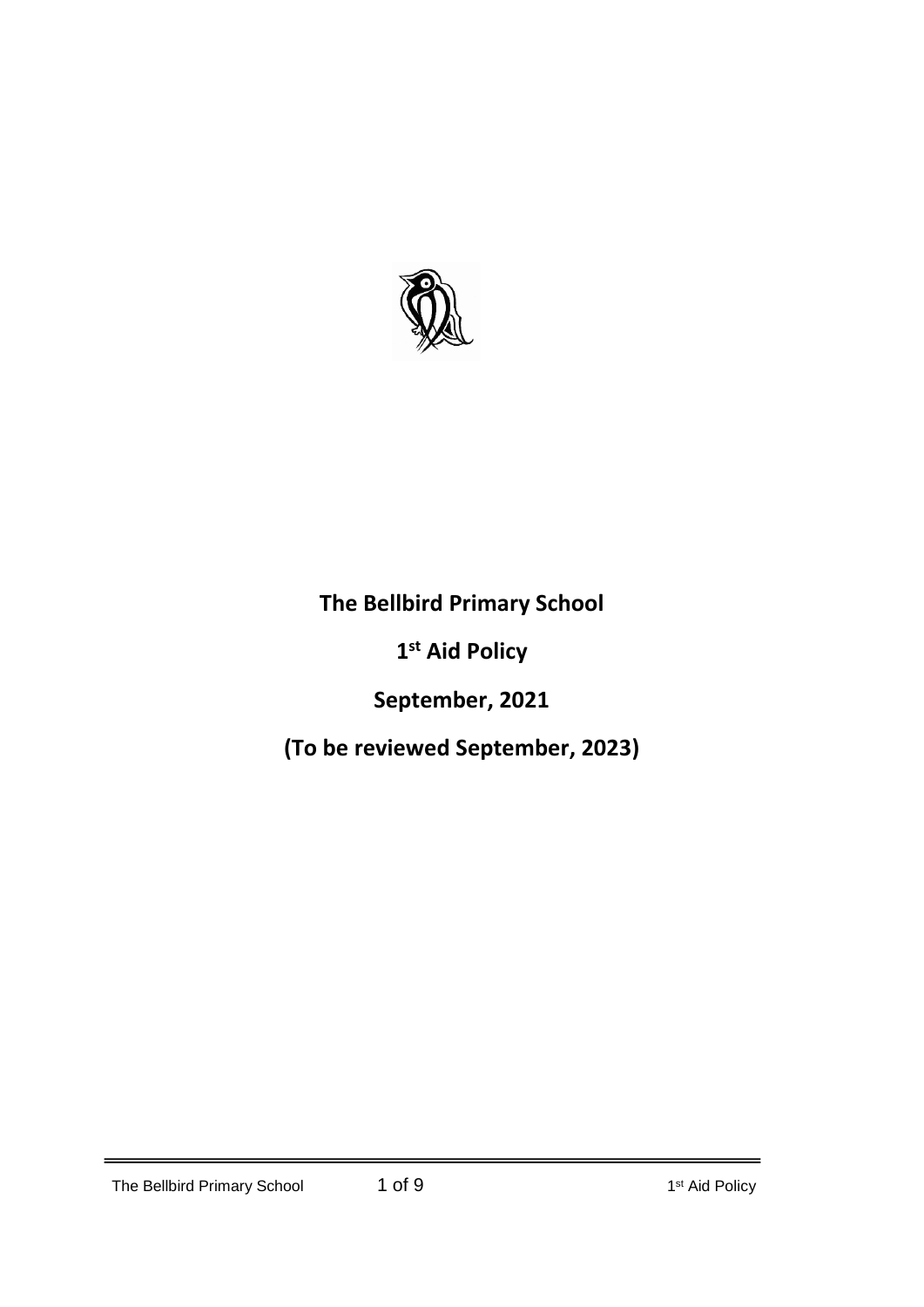# The Bellbird Primary School

## 1st Aid Policy

## September, 2021

## (To be reviewed September, 2023)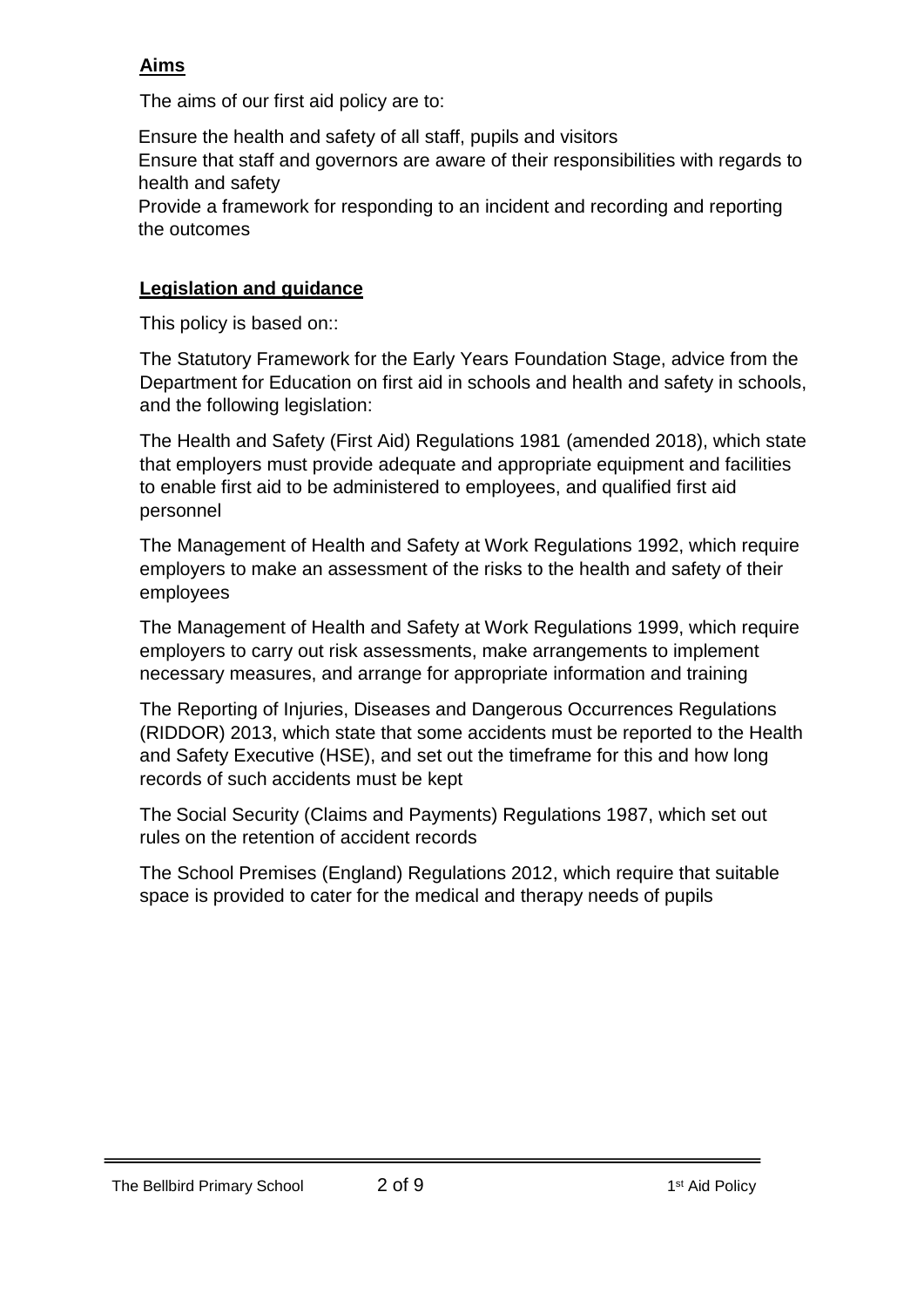## Aims

The aims of our first aid policy are to:

- Ensure the health and safety of all staff, pupils and visitors
- Ensure that staff and governors are aware of their responsibilities with regards to health and safety
- Provide a framework for responding to an incident and recording and reporting the outcomes

## Legislation and guidance

This policy is based on::

The Statutory Framework for the Early Years Foundation Stage, advice from the Department for Education on first aid in schools and health and safety in schools, and the following legislation:

The Health and Safety (First Aid) Regulations 1981 (amended 2018), which state that employers must provide adequate and appropriate equipment and facilities to enable first aid to be administered to employees, and qualified first aid personnel

The Management of Health and Safety at Work Regulations 1992, which require employers to make an assessment of the risks to the health and safety of their employees

The Management of Health and Safety at Work Regulations 1999, which require employers to carry out risk assessments, make arrangements to implement necessary measures, and arrange for appropriate information and training

The Reporting of Injuries, Diseases and Dangerous Occurrences Regulations (RIDDOR) 2013, which state that some accidents must be reported to the Health and Safety Executive (HSE), and set out the timeframe for this and how long records of such accidents must be kept

The Social Security (Claims and Payments) Regulations 1987, which set out rules on the retention of accident records

The School Premises (England) Regulations 2012, which require that suitable space is provided to cater for the medical and therapy needs of pupils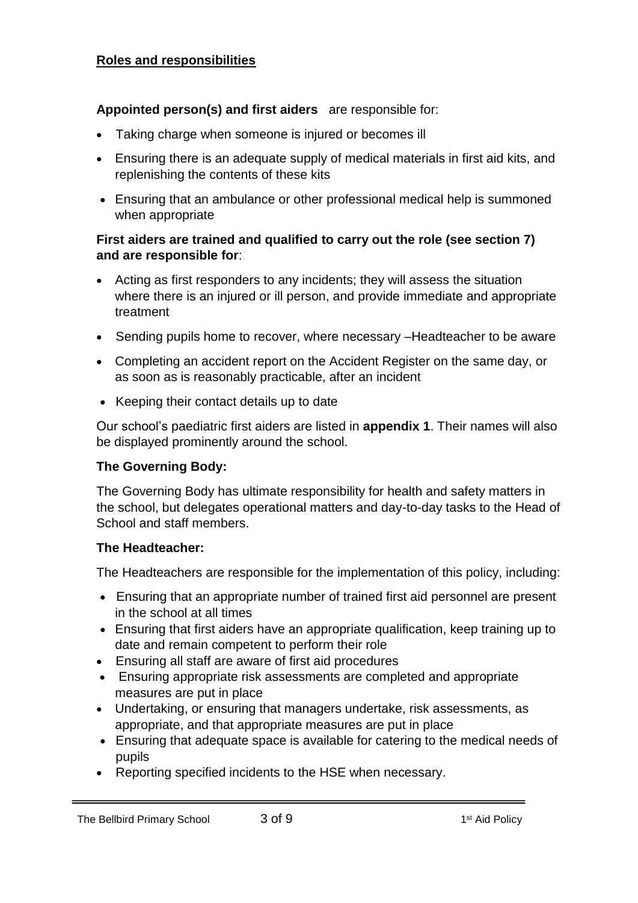## Roles and responsibilities

**Appointed person(s) and first aiders** are responsible for:

- Taking charge when someone is injured or becomes ill
- Ensuring there is an adequate supply of medical materials in first aid kits, and replenishing the contents of these kits
- Ensuring that an ambulance or other professional medical help is summoned when appropriate

**First aiders are trained and qualified to carry out the role (see section 7) and are responsible for**:

- Acting as first responders to any incidents; they will assess the situation where there is an injured or ill person, and provide immediate and appropriate treatment
- Sending pupils home to recover, where necessary –Headteacher to be aware
- Completing an accident report on the Accident Register on the same day, or as soon as is reasonably practicable, after an incident
- Keeping their contact details up to date

Our school's paediatric first aiders are listed in **appendix 1**. Their names will also be displayed prominently around the school.

**The Governing Body:**

The Governing Body has ultimate responsibility for health and safety matters in the school, but delegates operational matters and day-to-day tasks to the Head of School and staff members.

**The Headteacher:**

The Headteachers are responsible for the implementation of this policy, including:

- Ensuring that an appropriate number of trained first aid personnel are present in the school at all times
- Ensuring that first aiders have an appropriate qualification, keep training up to date and remain competent to perform their role
- Ensuring all staff are aware of first aid procedures
- Ensuring appropriate risk assessments are completed and appropriate measures are put in place
- Undertaking, or ensuring that managers undertake, risk assessments, as appropriate, and that appropriate measures are put in place
- Ensuring that adequate space is available for catering to the medical needs of pupils
- Reporting specified incidents to the HSE when necessary.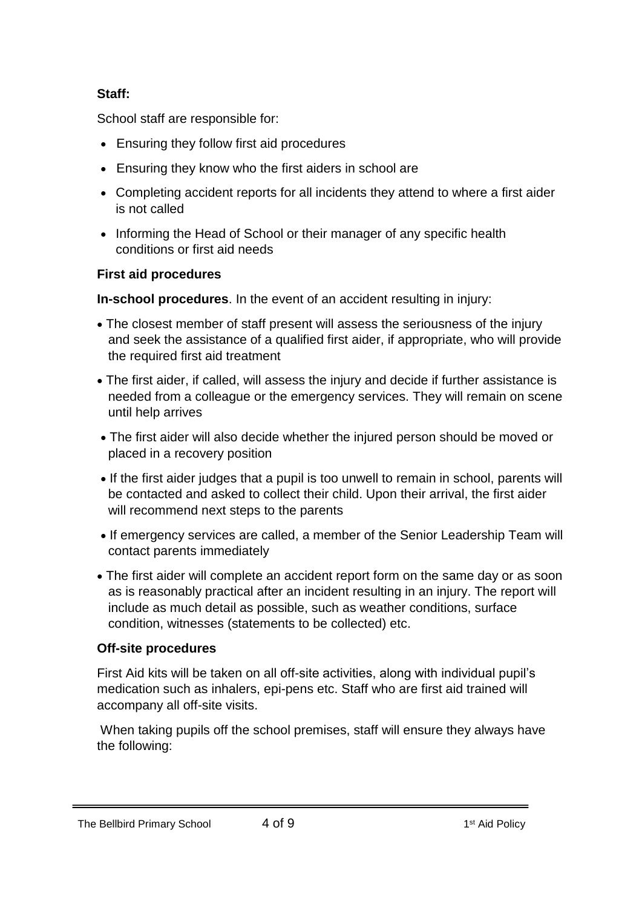**Staff:**

School staff are responsible for:

- Ensuring they follow first aid procedures
- Ensuring they know who the first aiders in school are
- Completing accident reports for all incidents they attend to where a first aider is not called
- Informing the Head of School or their manager of any specific health conditions or first aid needs

**First aid procedures**

**In-school procedures**. In the event of an accident resulting in injury:

- The closest member of staff present will assess the seriousness of the injury and seek the assistance of a qualified first aider, if appropriate, who will provide the required first aid treatment
- The first aider, if called, will assess the injury and decide if further assistance is needed from a colleague or the emergency services. They will remain on scene until help arrives
- The first aider will also decide whether the injured person should be moved or placed in a recovery position
- If the first aider judges that a pupil is too unwell to remain in school, parents will be contacted and asked to collect their child. Upon their arrival, the first aider will recommend next steps to the parents
- If emergency services are called, a member of the Senior Leadership Team will contact parents immediately
- The first aider will complete an accident report form on the same day or as soon as is reasonably practical after an incident resulting in an injury. The report will include as much detail as possible, such as weather conditions, surface condition, witnesses (statements to be collected) etc.

**Off-site procedures**

First Aid kits will be taken on all off-site activities, along with individual pupil's medication such as inhalers, epi-pens etc. Staff who are first aid trained will accompany all off-site visits.

When taking pupils off the school premises, staff will ensure they always have the following: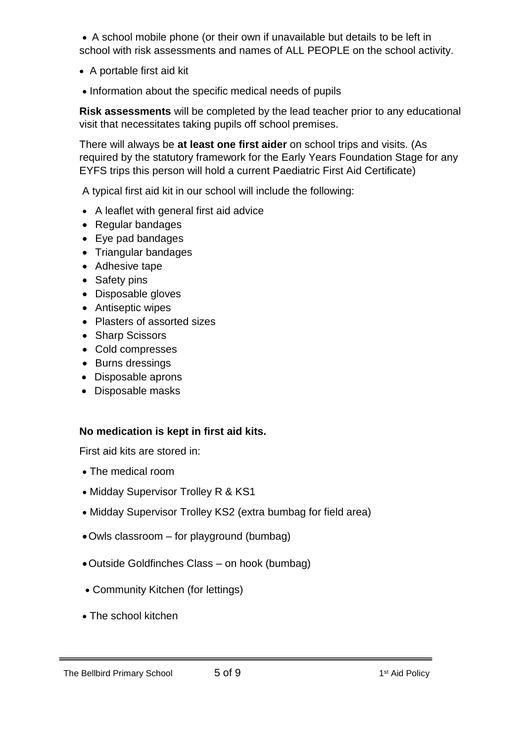- A school mobile phone (or their own if unavailable but details to be left in school with risk assessments and names of ALL PEOPLE on the school activity.
- A portable first aid kit
- Information about the specific medical needs of pupils

**Risk assessments** will be completed by the lead teacher prior to any educational visit that necessitates taking pupils off school premises.

There will always be **at least one first aider** on school trips and visits. (As required by the statutory framework for the Early Years Foundation Stage for any EYFS trips this person will hold a current Paediatric First Aid Certificate)

A typical first aid kit in our school will include the following:

- A leaflet with general first aid advice
- Regular bandages
- Eye pad bandages
- Triangular bandages
- Adhesive tape
- Safety pins
- Disposable gloves
- Antiseptic wipes
- Plasters of assorted sizes
- Sharp Scissors
- Cold compresses
- Burns dressings
- Disposable aprons
- Disposable masks

**No medication is kept in first aid kits.**

First aid kits are stored in:

- The medical room
- Midday Supervisor Trolley R & KS1
- Midday Supervisor Trolley KS2 (extra bumbag for field area)
- Owls classroom – for playground (bumbag)
- Outside Goldfinches Class – on hook (bumbag)
- Community Kitchen (for lettings)
- The school kitchen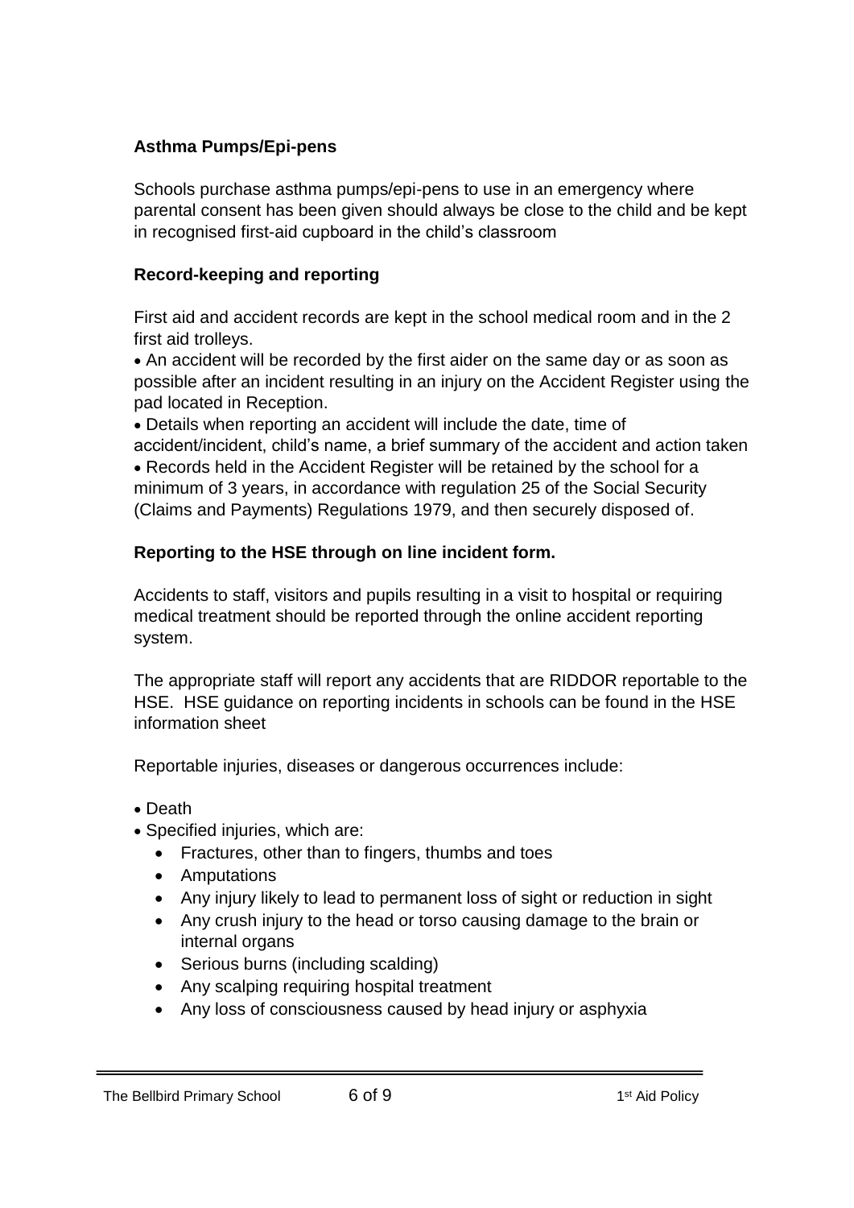**Asthma Pumps/Epi-pens**

Schools purchase asthma pumps/epi-pens to use in an emergency where parental consent has been given should always be close to the child and be kept in recognised first-aid cupboard in the child's classroom

**Record-keeping and reporting**

First aid and accident records are kept in the school medical room and in the 2 first aid trolleys.

- An accident will be recorded by the first aider on the same day or as soon as possible after an incident resulting in an injury on the Accident Register using the pad located in Reception.
- Details when reporting an accident will include the date, time of accident/incident, child's name, a brief summary of the accident and action taken
- Records held in the Accident Register will be retained by the school for a minimum of 3 years, in accordance with regulation 25 of the Social Security (Claims and Payments) Regulations 1979, and then securely disposed of.

**Reporting to the HSE through on line incident form.**

Accidents to staff, visitors and pupils resulting in a visit to hospital or requiring medical treatment should be reported through the online accident reporting system.

The appropriate staff will report any accidents that are RIDDOR reportable to the HSE. HSE guidance on reporting incidents in schools can be found in the HSE information sheet

Reportable injuries, diseases or dangerous occurrences include:

- Death
- Specified injuries, which are:
  - Fractures, other than to fingers, thumbs and toes
  - Amputations
  - Any injury likely to lead to permanent loss of sight or reduction in sight
  - Any crush injury to the head or torso causing damage to the brain or internal organs
  - Serious burns (including scalding)
  - Any scalping requiring hospital treatment
  - Any loss of consciousness caused by head injury or asphyxia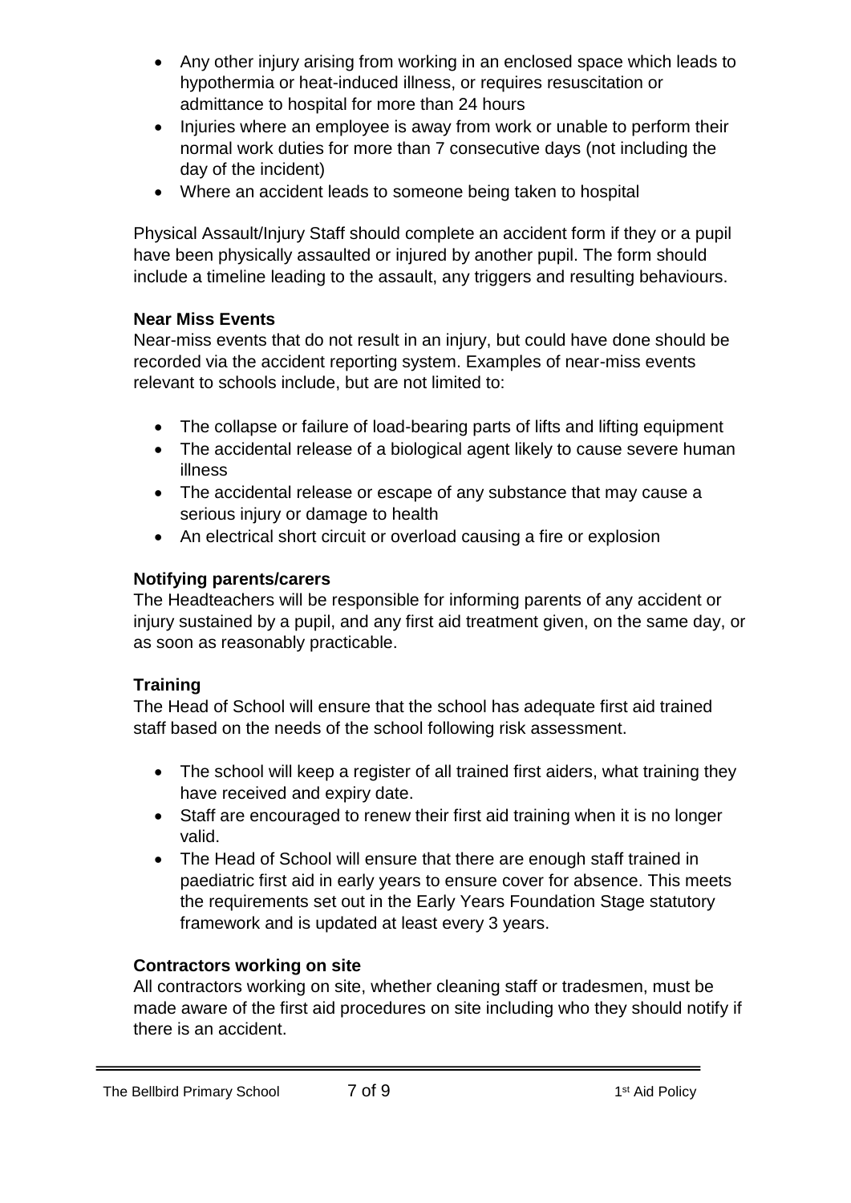- Any other injury arising from working in an enclosed space which leads to hypothermia or heat-induced illness, or requires resuscitation or admittance to hospital for more than 24 hours
- Injuries where an employee is away from work or unable to perform their normal work duties for more than 7 consecutive days (not including the day of the incident)
- Where an accident leads to someone being taken to hospital

Physical Assault/Injury Staff should complete an accident form if they or a pupil have been physically assaulted or injured by another pupil. The form should include a timeline leading to the assault, any triggers and resulting behaviours.

**Near Miss Events**

Near-miss events that do not result in an injury, but could have done should be recorded via the accident reporting system. Examples of near-miss events relevant to schools include, but are not limited to:

- The collapse or failure of load-bearing parts of lifts and lifting equipment
- The accidental release of a biological agent likely to cause severe human illness
- The accidental release or escape of any substance that may cause a serious injury or damage to health
- An electrical short circuit or overload causing a fire or explosion

**Notifying parents/carers**

The Headteachers will be responsible for informing parents of any accident or injury sustained by a pupil, and any first aid treatment given, on the same day, or as soon as reasonably practicable.

**Training**

The Head of School will ensure that the school has adequate first aid trained staff based on the needs of the school following risk assessment.

- The school will keep a register of all trained first aiders, what training they have received and expiry date.
- Staff are encouraged to renew their first aid training when it is no longer valid.
- The Head of School will ensure that there are enough staff trained in paediatric first aid in early years to ensure cover for absence. This meets the requirements set out in the Early Years Foundation Stage statutory framework and is updated at least every 3 years.

**Contractors working on site**

All contractors working on site, whether cleaning staff or tradesmen, must be made aware of the first aid procedures on site including who they should notify if there is an accident.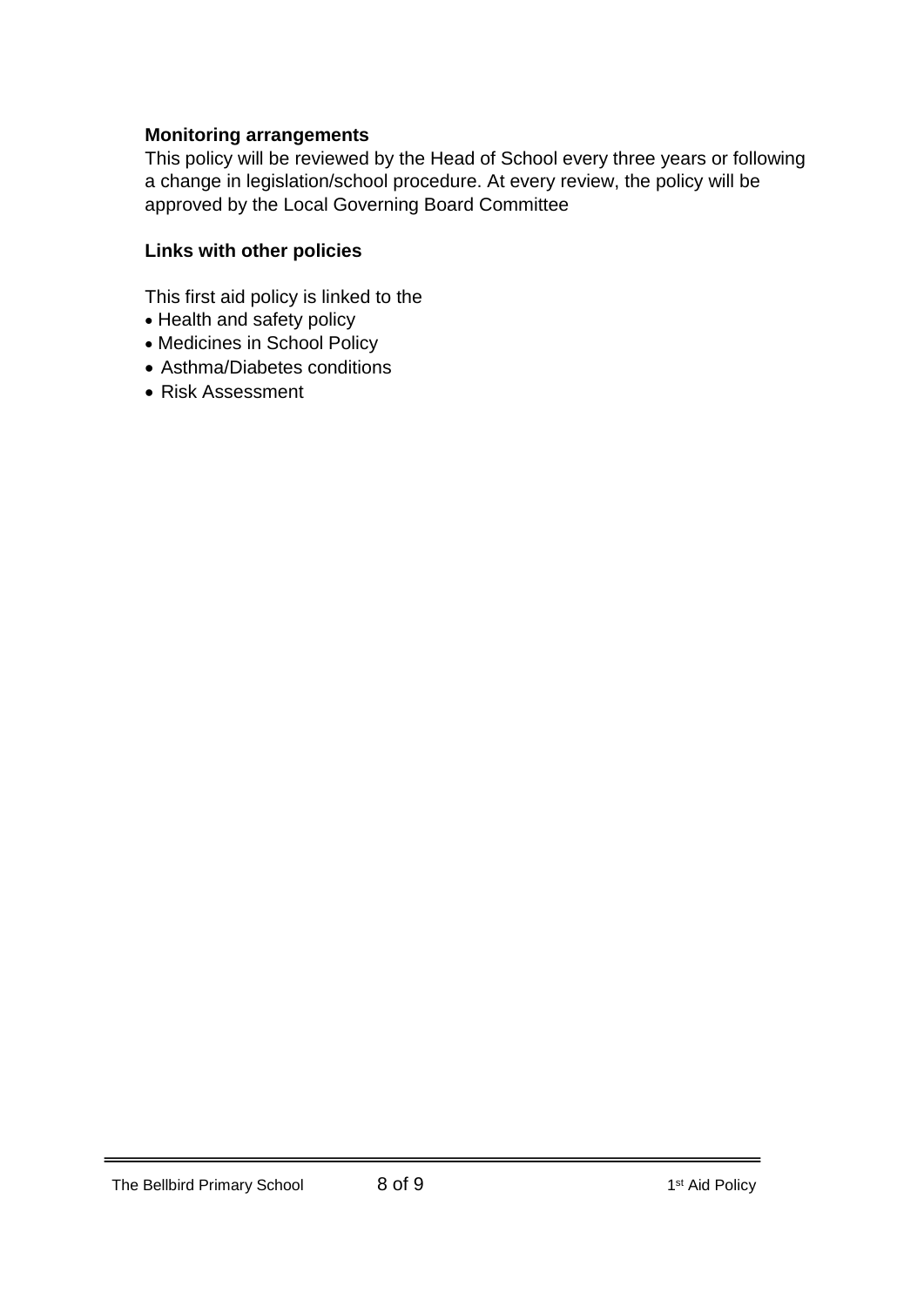**Monitoring arrangements**

This policy will be reviewed by the Head of School every three years or following a change in legislation/school procedure. At every review, the policy will be approved by the Local Governing Board Committee

**Links with other policies**

This first aid policy is linked to the

- Health and safety policy
- Medicines in School Policy
- Asthma/Diabetes conditions
- Risk Assessment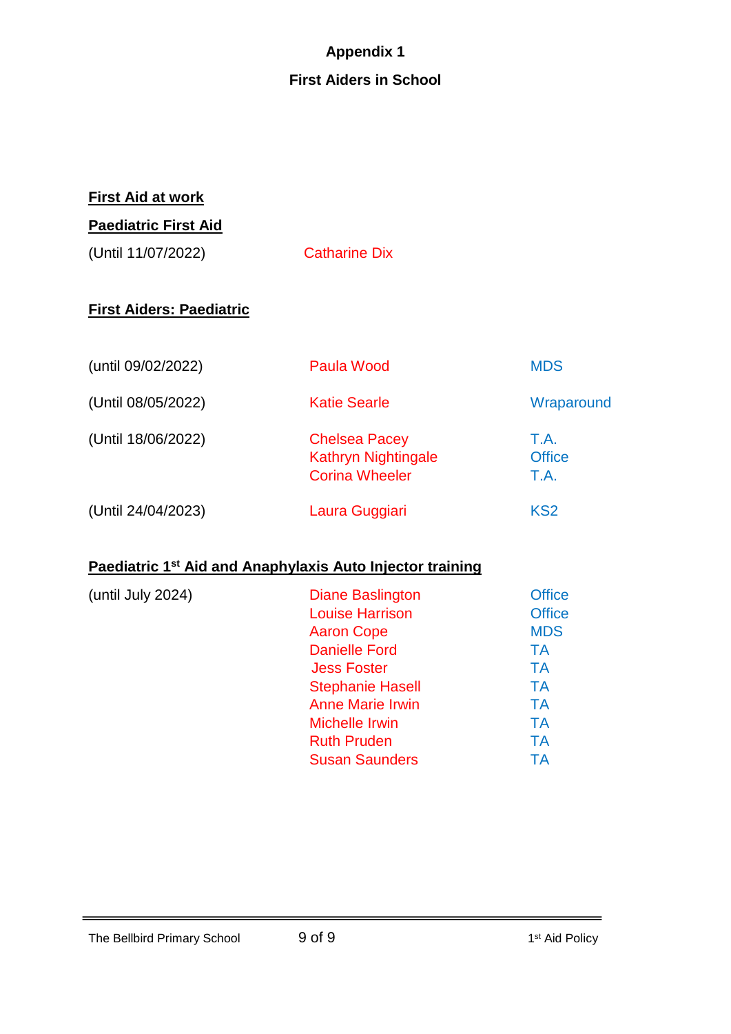**Appendix 1**

**First Aiders in School**

**First Aid at work**

**Paediatric First Aid**

| | | |
|---|---|---|
| (Until 11/07/2022) | Catharine Dix | |

**First Aiders: Paediatric**

| | | |
|---|---|---|
| (until 09/02/2022) | Paula Wood | MDS |
| (Until 08/05/2022) | Katie Searle | Wraparound |
| (Until 18/06/2022) | Chelsea Pacey | T.A. |
| | Kathryn Nightingale | Office |
| | Corina Wheeler | T.A. |
| (Until 24/04/2023) | Laura Guggiari | KS2 |

**Paediatric 1st Aid and Anaphylaxis Auto Injector training**

| | | |
|---|---|---|
| (until July 2024) | Diane Baslington | Office |
| | Louise Harrison | Office |
| | Aaron Cope | MDS |
| | Danielle Ford | TA |
| | Jess Foster | TA |
| | Stephanie Hasell | TA |
| | Anne Marie Irwin | TA |
| | Michelle Irwin | TA |
| | Ruth Pruden | TA |
| | Susan Saunders | TA |